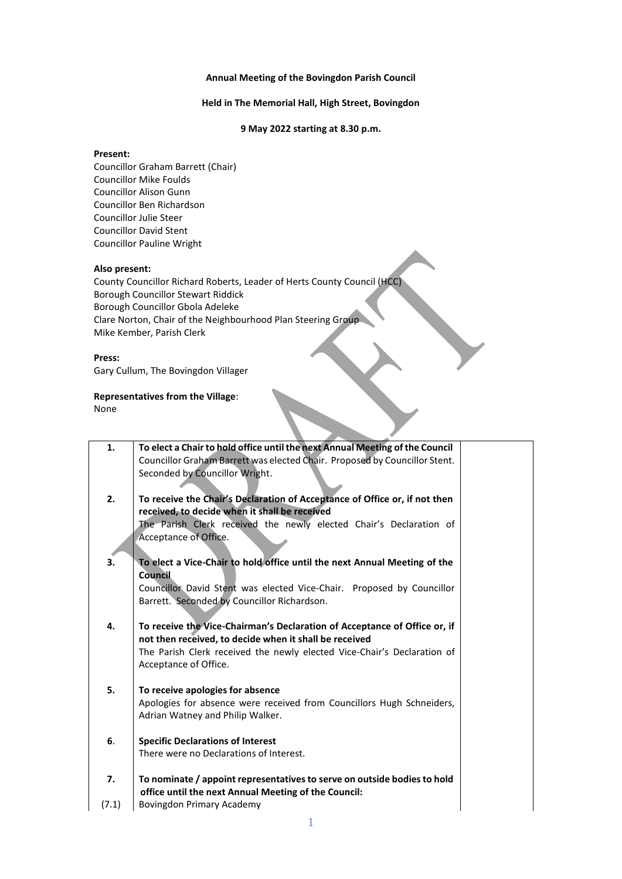**Annual Meeting of the Bovingdon Parish Council**

**Held in The Memorial Hall, High Street, Bovingdon**

**9 May 2022 starting at 8.30 p.m.**

**Present:**
Councillor Graham Barrett (Chair)
Councillor Mike Foulds
Councillor Alison Gunn
Councillor Ben Richardson
Councillor Julie Steer
Councillor David Stent
Councillor Pauline Wright

**Also present:**
County Councillor Richard Roberts, Leader of Herts County Council (HCC)
Borough Councillor Stewart Riddick
Borough Councillor Gbola Adeleke
Clare Norton, Chair of the Neighbourhood Plan Steering Group
Mike Kember, Parish Clerk

**Press:**
Gary Cullum, The Bovingdon Villager

**Representatives from the Village**:
None

| | | |
|---|---|---|
| **1.** | **To elect a Chair to hold office until the next Annual Meeting of the Council**<br>Councillor Graham Barrett was elected Chair. Proposed by Councillor Stent. Seconded by Councillor Wright. | |
| **2.** | **To receive the Chair's Declaration of Acceptance of Office or, if not then received, to decide when it shall be received**<br>The Parish Clerk received the newly elected Chair's Declaration of Acceptance of Office. | |
| **3.** | **To elect a Vice-Chair to hold office until the next Annual Meeting of the Council**<br>Councillor David Stent was elected Vice-Chair. Proposed by Councillor Barrett. Seconded by Councillor Richardson. | |
| **4.** | **To receive the Vice-Chairman's Declaration of Acceptance of Office or, if not then received, to decide when it shall be received**<br>The Parish Clerk received the newly elected Vice-Chair's Declaration of Acceptance of Office. | |
| **5.** | **To receive apologies for absence**<br>Apologies for absence were received from Councillors Hugh Schneiders, Adrian Watney and Philip Walker. | |
| **6**. | **Specific Declarations of Interest**<br>There were no Declarations of Interest. | |
| **7.** | **To nominate / appoint representatives to serve on outside bodies to hold office until the next Annual Meeting of the Council:** | |
| (7.1) | Bovingdon Primary Academy | |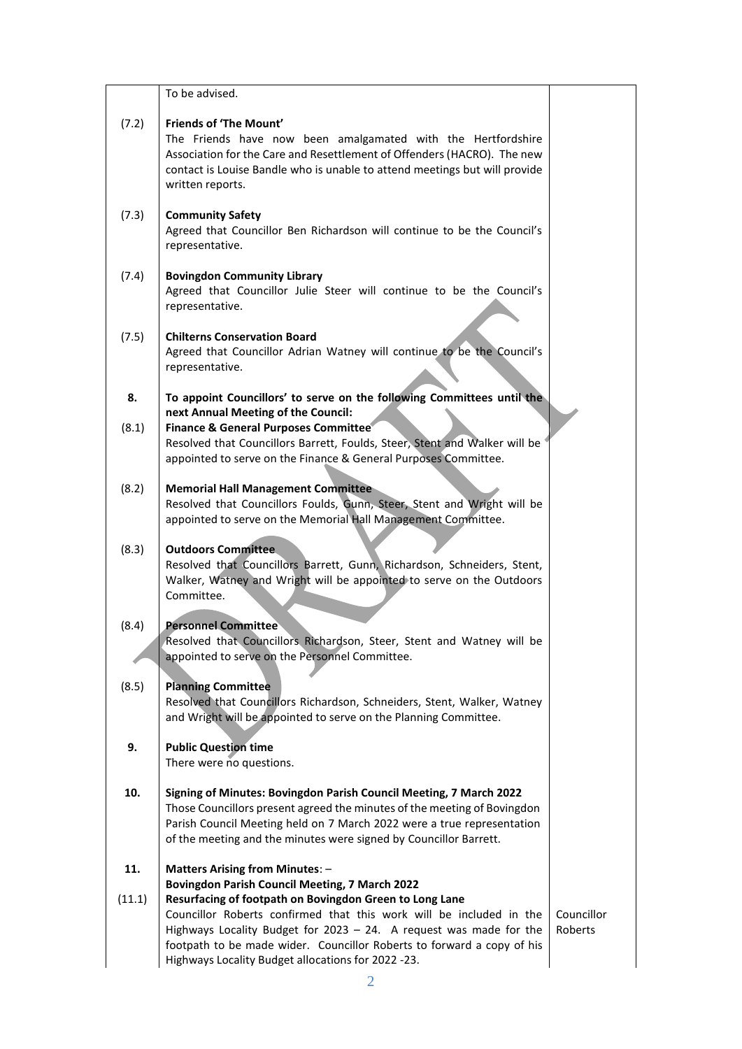| | | |
|---|---|---|
| | To be advised. | |
| (7.2) | **Friends of 'The Mount'**<br>The Friends have now been amalgamated with the Hertfordshire Association for the Care and Resettlement of Offenders (HACRO). The new contact is Louise Bandle who is unable to attend meetings but will provide written reports. | |
| (7.3) | **Community Safety**<br>Agreed that Councillor Ben Richardson will continue to be the Council's representative. | |
| (7.4) | **Bovingdon Community Library**<br>Agreed that Councillor Julie Steer will continue to be the Council's representative. | |
| (7.5) | **Chilterns Conservation Board**<br>Agreed that Councillor Adrian Watney will continue to be the Council's representative. | |
| **8.** | **To appoint Councillors' to serve on the following Committees until the next Annual Meeting of the Council:** | |
| (8.1) | **Finance & General Purposes Committee**<br>Resolved that Councillors Barrett, Foulds, Steer, Stent and Walker will be appointed to serve on the Finance & General Purposes Committee. | |
| (8.2) | **Memorial Hall Management Committee**<br>Resolved that Councillors Foulds, Gunn, Steer, Stent and Wright will be appointed to serve on the Memorial Hall Management Committee. | |
| (8.3) | **Outdoors Committee**<br>Resolved that Councillors Barrett, Gunn, Richardson, Schneiders, Stent, Walker, Watney and Wright will be appointed to serve on the Outdoors Committee. | |
| (8.4) | **Personnel Committee**<br>Resolved that Councillors Richardson, Steer, Stent and Watney will be appointed to serve on the Personnel Committee. | |
| (8.5) | **Planning Committee**<br>Resolved that Councillors Richardson, Schneiders, Stent, Walker, Watney and Wright will be appointed to serve on the Planning Committee. | |
| **9.** | **Public Question time**<br>There were no questions. | |
| **10.** | **Signing of Minutes: Bovingdon Parish Council Meeting, 7 March 2022**<br>Those Councillors present agreed the minutes of the meeting of Bovingdon Parish Council Meeting held on 7 March 2022 were a true representation of the meeting and the minutes were signed by Councillor Barrett. | |
| **11.** | **Matters Arising from Minutes**: –<br>**Bovingdon Parish Council Meeting, 7 March 2022** | |
| (11.1) | **Resurfacing of footpath on Bovingdon Green to Long Lane**<br>Councillor Roberts confirmed that this work will be included in the Highways Locality Budget for 2023 – 24. A request was made for the footpath to be made wider. Councillor Roberts to forward a copy of his Highways Locality Budget allocations for 2022 -23. | Councillor Roberts |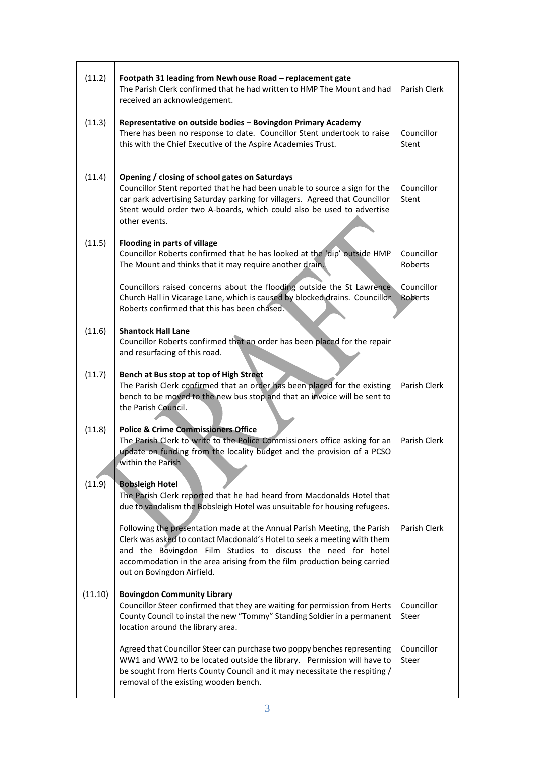| | | |
|---|---|---|
| (11.2) | **Footpath 31 leading from Newhouse Road – replacement gate**<br>The Parish Clerk confirmed that he had written to HMP The Mount and had received an acknowledgement. | Parish Clerk |
| (11.3) | **Representative on outside bodies – Bovingdon Primary Academy**<br>There has been no response to date. Councillor Stent undertook to raise this with the Chief Executive of the Aspire Academies Trust. | Councillor Stent |
| (11.4) | **Opening / closing of school gates on Saturdays**<br>Councillor Stent reported that he had been unable to source a sign for the car park advertising Saturday parking for villagers. Agreed that Councillor Stent would order two A-boards, which could also be used to advertise other events. | Councillor Stent |
| (11.5) | **Flooding in parts of village**<br>Councillor Roberts confirmed that he has looked at the 'dip' outside HMP The Mount and thinks that it may require another drain. | Councillor Roberts |
| | Councillors raised concerns about the flooding outside the St Lawrence Church Hall in Vicarage Lane, which is caused by blocked drains. Councillor Roberts confirmed that this has been chased. | Councillor Roberts |
| (11.6) | **Shantock Hall Lane**<br>Councillor Roberts confirmed that an order has been placed for the repair and resurfacing of this road. | |
| (11.7) | **Bench at Bus stop at top of High Street**<br>The Parish Clerk confirmed that an order has been placed for the existing bench to be moved to the new bus stop and that an invoice will be sent to the Parish Council. | Parish Clerk |
| (11.8) | **Police & Crime Commissioners Office**<br>The Parish Clerk to write to the Police Commissioners office asking for an update on funding from the locality budget and the provision of a PCSO within the Parish | Parish Clerk |
| (11.9) | **Bobsleigh Hotel**<br>The Parish Clerk reported that he had heard from Macdonalds Hotel that due to vandalism the Bobsleigh Hotel was unsuitable for housing refugees. | |
| | Following the presentation made at the Annual Parish Meeting, the Parish Clerk was asked to contact Macdonald's Hotel to seek a meeting with them and the Bovingdon Film Studios to discuss the need for hotel accommodation in the area arising from the film production being carried out on Bovingdon Airfield. | Parish Clerk |
| (11.10) | **Bovingdon Community Library**<br>Councillor Steer confirmed that they are waiting for permission from Herts County Council to instal the new "Tommy" Standing Soldier in a permanent location around the library area. | Councillor Steer |
| | Agreed that Councillor Steer can purchase two poppy benches representing WW1 and WW2 to be located outside the library. Permission will have to be sought from Herts County Council and it may necessitate the respiting / removal of the existing wooden bench. | Councillor Steer |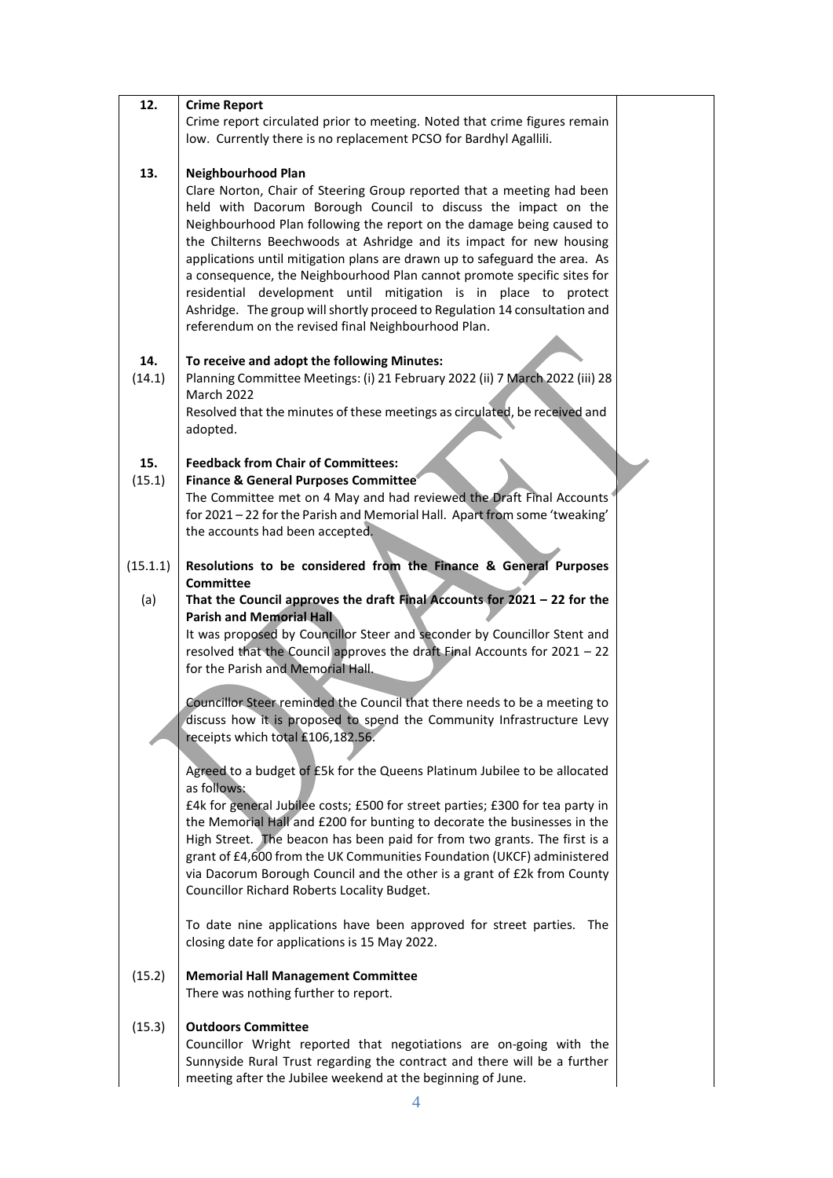**12. Crime Report**

Crime report circulated prior to meeting. Noted that crime figures remain low. Currently there is no replacement PCSO for Bardhyl Agallili.

**13. Neighbourhood Plan**

Clare Norton, Chair of Steering Group reported that a meeting had been held with Dacorum Borough Council to discuss the impact on the Neighbourhood Plan following the report on the damage being caused to the Chilterns Beechwoods at Ashridge and its impact for new housing applications until mitigation plans are drawn up to safeguard the area. As a consequence, the Neighbourhood Plan cannot promote specific sites for residential development until mitigation is in place to protect Ashridge. The group will shortly proceed to Regulation 14 consultation and referendum on the revised final Neighbourhood Plan.

**14. To receive and adopt the following Minutes:**

(14.1) Planning Committee Meetings: (i) 21 February 2022 (ii) 7 March 2022 (iii) 28 March 2022

Resolved that the minutes of these meetings as circulated, be received and adopted.

**15. Feedback from Chair of Committees:**

(15.1) **Finance & General Purposes Committee**

The Committee met on 4 May and had reviewed the Draft Final Accounts for 2021 – 22 for the Parish and Memorial Hall. Apart from some 'tweaking' the accounts had been accepted.

(15.1.1) **Resolutions to be considered from the Finance & General Purposes Committee**

(a) **That the Council approves the draft Final Accounts for 2021 – 22 for the Parish and Memorial Hall**

It was proposed by Councillor Steer and seconder by Councillor Stent and resolved that the Council approves the draft Final Accounts for 2021 – 22 for the Parish and Memorial Hall.

Councillor Steer reminded the Council that there needs to be a meeting to discuss how it is proposed to spend the Community Infrastructure Levy receipts which total £106,182.56.

Agreed to a budget of £5k for the Queens Platinum Jubilee to be allocated as follows:

£4k for general Jubilee costs; £500 for street parties; £300 for tea party in the Memorial Hall and £200 for bunting to decorate the businesses in the High Street. The beacon has been paid for from two grants. The first is a grant of £4,600 from the UK Communities Foundation (UKCF) administered via Dacorum Borough Council and the other is a grant of £2k from County Councillor Richard Roberts Locality Budget.

To date nine applications have been approved for street parties. The closing date for applications is 15 May 2022.

(15.2) **Memorial Hall Management Committee**

There was nothing further to report.

(15.3) **Outdoors Committee**

Councillor Wright reported that negotiations are on-going with the Sunnyside Rural Trust regarding the contract and there will be a further meeting after the Jubilee weekend at the beginning of June.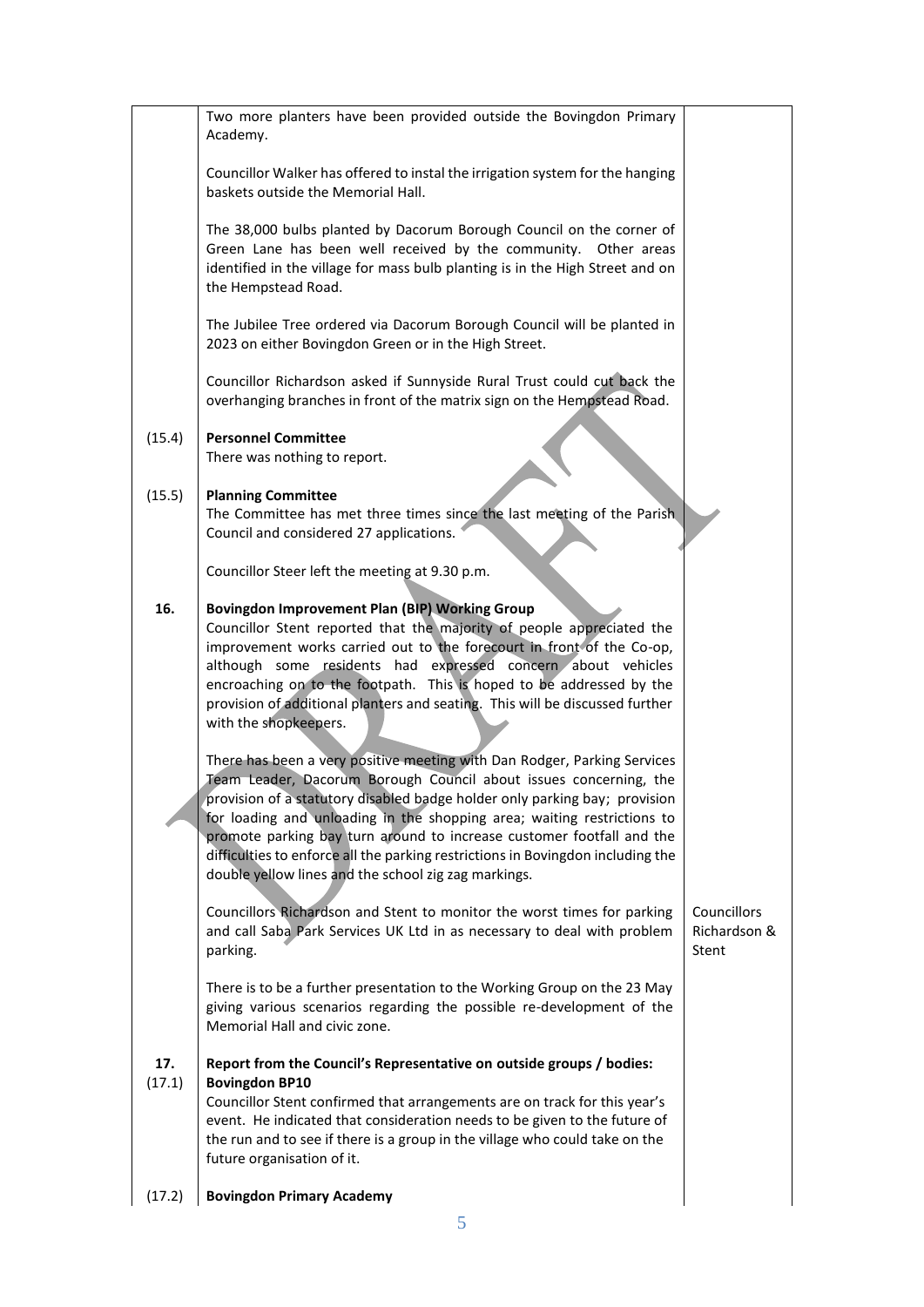| | | |
|---|---|---|
| | Two more planters have been provided outside the Bovingdon Primary Academy.<br><br>Councillor Walker has offered to instal the irrigation system for the hanging baskets outside the Memorial Hall.<br><br>The 38,000 bulbs planted by Dacorum Borough Council on the corner of Green Lane has been well received by the community. Other areas identified in the village for mass bulb planting is in the High Street and on the Hempstead Road.<br><br>The Jubilee Tree ordered via Dacorum Borough Council will be planted in 2023 on either Bovingdon Green or in the High Street.<br><br>Councillor Richardson asked if Sunnyside Rural Trust could cut back the overhanging branches in front of the matrix sign on the Hempstead Road. | |
| (15.4) | **Personnel Committee**<br>There was nothing to report. | |
| (15.5) | **Planning Committee**<br>The Committee has met three times since the last meeting of the Parish Council and considered 27 applications.<br><br>Councillor Steer left the meeting at 9.30 p.m. | |
| **16.** | **Bovingdon Improvement Plan (BIP) Working Group**<br>Councillor Stent reported that the majority of people appreciated the improvement works carried out to the forecourt in front of the Co-op, although some residents had expressed concern about vehicles encroaching on to the footpath. This is hoped to be addressed by the provision of additional planters and seating. This will be discussed further with the shopkeepers.<br><br>There has been a very positive meeting with Dan Rodger, Parking Services Team Leader, Dacorum Borough Council about issues concerning, the provision of a statutory disabled badge holder only parking bay; provision for loading and unloading in the shopping area; waiting restrictions to promote parking bay turn around to increase customer footfall and the difficulties to enforce all the parking restrictions in Bovingdon including the double yellow lines and the school zig zag markings. | |
| | Councillors Richardson and Stent to monitor the worst times for parking and call Saba Park Services UK Ltd in as necessary to deal with problem parking. | Councillors Richardson & Stent |
| | There is to be a further presentation to the Working Group on the 23 May giving various scenarios regarding the possible re-development of the Memorial Hall and civic zone. | |
| **17.**<br>(17.1) | **Report from the Council's Representative on outside groups / bodies:**<br>**Bovingdon BP10**<br>Councillor Stent confirmed that arrangements are on track for this year's event. He indicated that consideration needs to be given to the future of the run and to see if there is a group in the village who could take on the future organisation of it. | |
| (17.2) | **Bovingdon Primary Academy** | |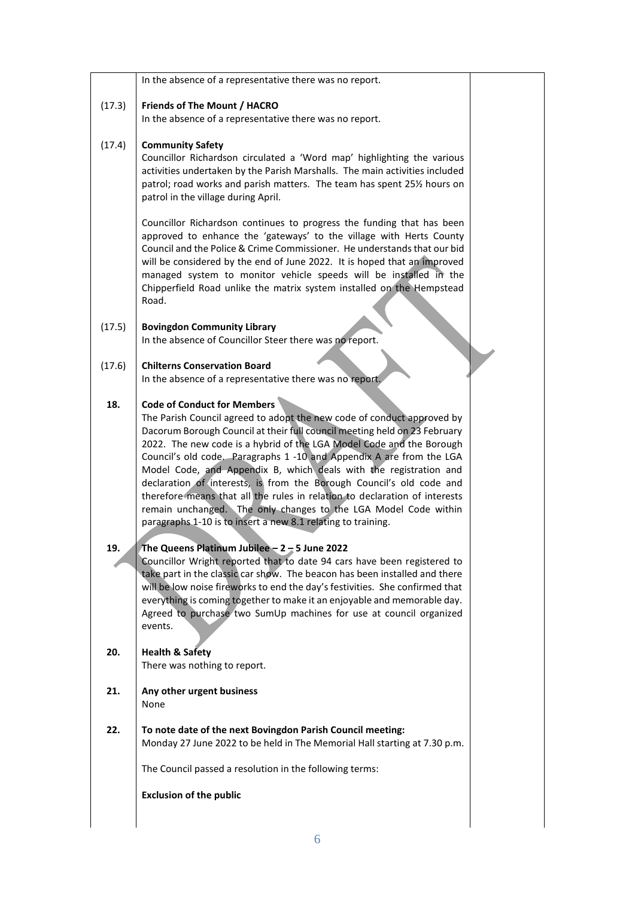In the absence of a representative there was no report.

**(17.3) Friends of The Mount / HACRO**

In the absence of a representative there was no report.

**(17.4) Community Safety**

Councillor Richardson circulated a 'Word map' highlighting the various activities undertaken by the Parish Marshalls. The main activities included patrol; road works and parish matters. The team has spent 25½ hours on patrol in the village during April.

Councillor Richardson continues to progress the funding that has been approved to enhance the 'gateways' to the village with Herts County Council and the Police & Crime Commissioner. He understands that our bid will be considered by the end of June 2022. It is hoped that an improved managed system to monitor vehicle speeds will be installed in the Chipperfield Road unlike the matrix system installed on the Hempstead Road.

**(17.5) Bovingdon Community Library**

In the absence of Councillor Steer there was no report.

**(17.6) Chilterns Conservation Board**

In the absence of a representative there was no report.

**18. Code of Conduct for Members**

The Parish Council agreed to adopt the new code of conduct approved by Dacorum Borough Council at their full council meeting held on 23 February 2022. The new code is a hybrid of the LGA Model Code and the Borough Council's old code. Paragraphs 1 -10 and Appendix A are from the LGA Model Code, and Appendix B, which deals with the registration and declaration of interests, is from the Borough Council's old code and therefore means that all the rules in relation to declaration of interests remain unchanged. The only changes to the LGA Model Code within paragraphs 1-10 is to insert a new 8.1 relating to training.

**19. The Queens Platinum Jubilee – 2 – 5 June 2022**

Councillor Wright reported that to date 94 cars have been registered to take part in the classic car show. The beacon has been installed and there will be low noise fireworks to end the day's festivities. She confirmed that everything is coming together to make it an enjoyable and memorable day. Agreed to purchase two SumUp machines for use at council organized events.

**20. Health & Safety**

There was nothing to report.

**21. Any other urgent business**

None

**22. To note date of the next Bovingdon Parish Council meeting:**

Monday 27 June 2022 to be held in The Memorial Hall starting at 7.30 p.m.

The Council passed a resolution in the following terms:

**Exclusion of the public**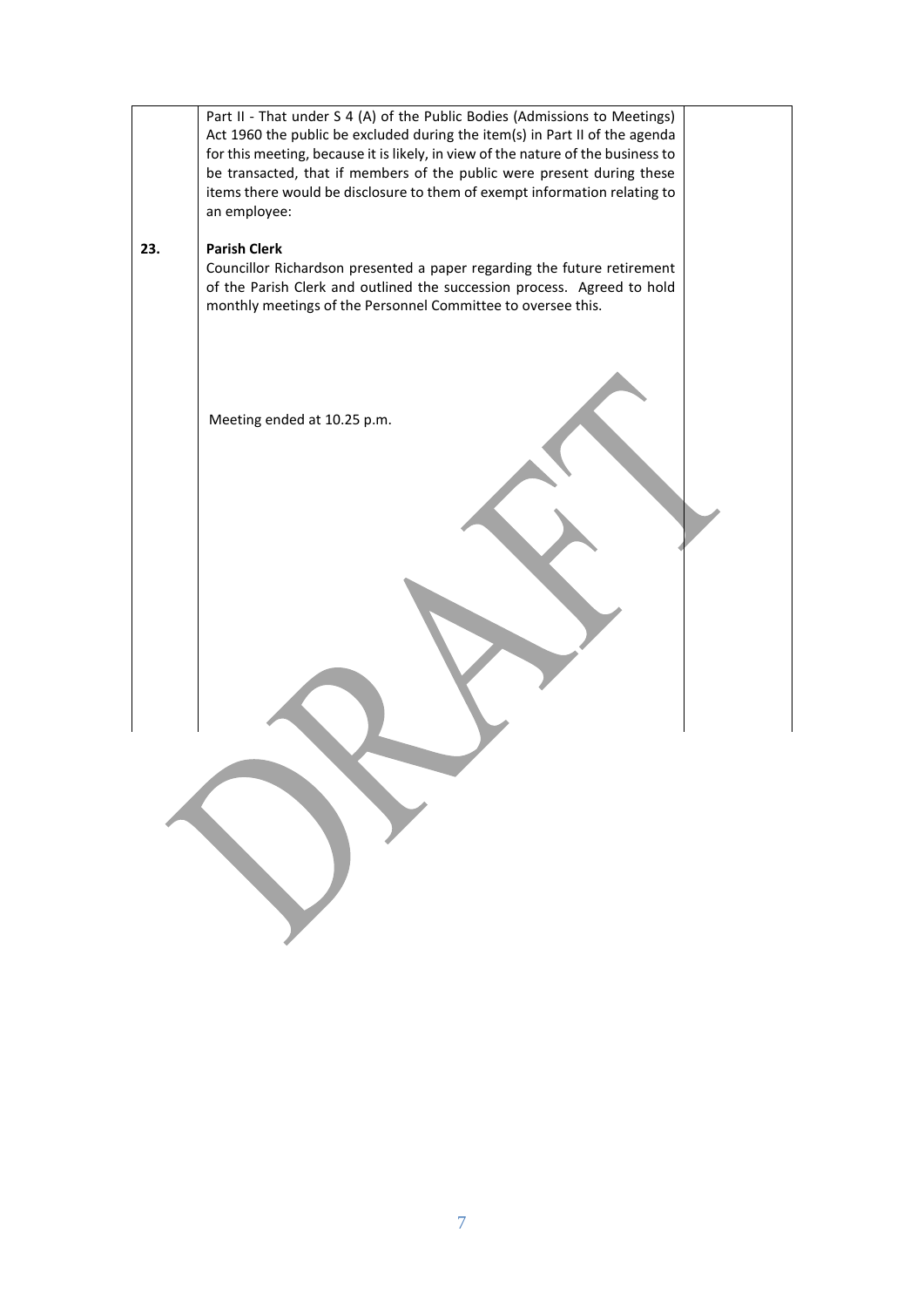| | | |
|---|---|---|
| | Part II - That under S 4 (A) of the Public Bodies (Admissions to Meetings) Act 1960 the public be excluded during the item(s) in Part II of the agenda for this meeting, because it is likely, in view of the nature of the business to be transacted, that if members of the public were present during these items there would be disclosure to them of exempt information relating to an employee: | |
| **23.** | **Parish Clerk**<br>Councillor Richardson presented a paper regarding the future retirement of the Parish Clerk and outlined the succession process. Agreed to hold monthly meetings of the Personnel Committee to oversee this. | |
| | Meeting ended at 10.25 p.m. | |

DRAFT